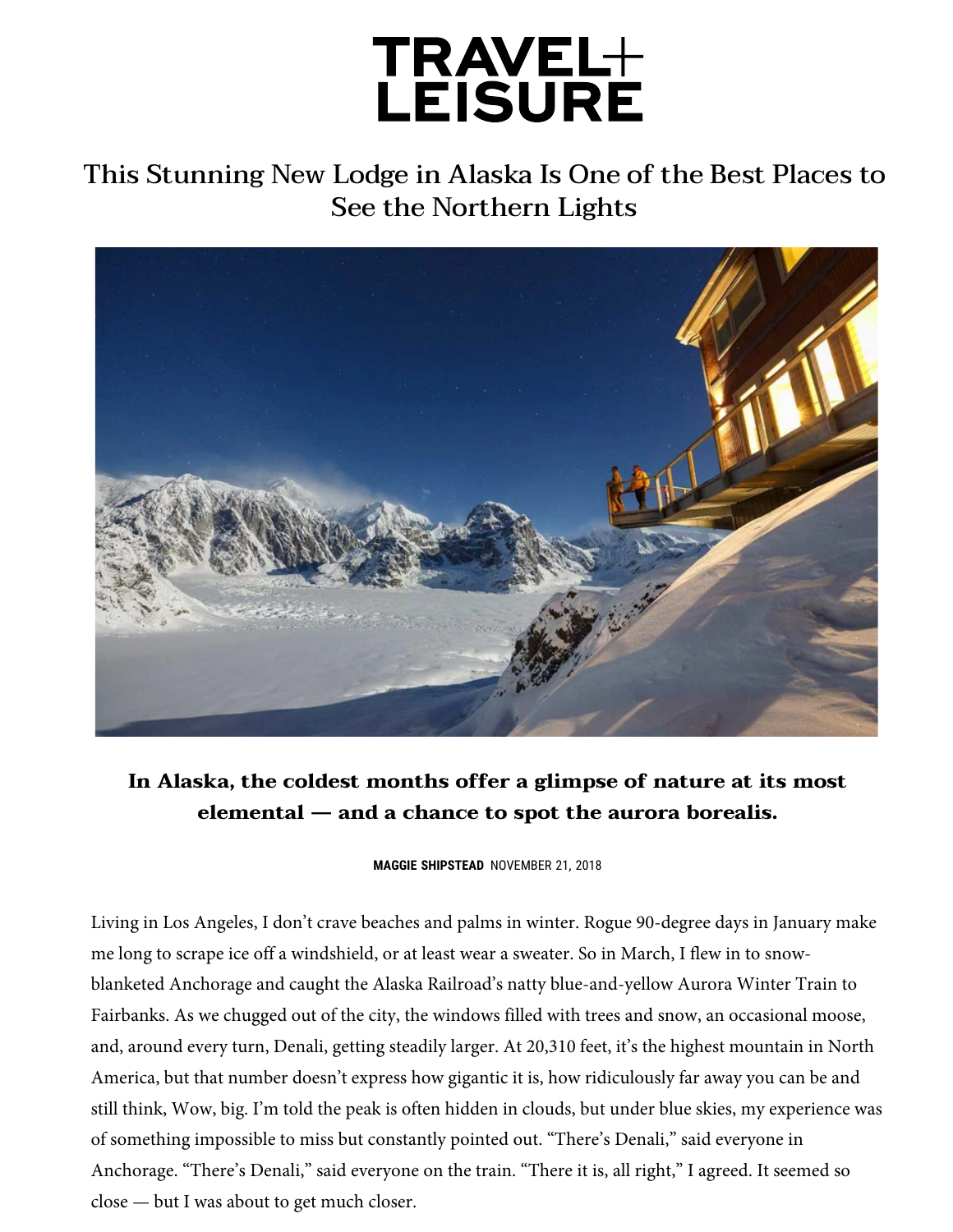# TRAVEL+ LEISURE

## This Stunning New Lodge in Alaska Is One of the Best Places to See the Northern Lights

**In Alaska, the coldest months offer a glimpse of nature at its most elemental — and a chance to spot the aurora borealis.**

**MAGGIE SHIPSTEAD** NOVEMBER 21, 2018

Living in Los Angeles, I don't crave beaches and palms in winter. Rogue 90-degree days in January make me long to scrape ice off a windshield, or at least wear a sweater. So in March, I flew in to snow-blanketed Anchorage and caught the Alaska Railroad's natty blue-and-yellow Aurora Winter Train to Fairbanks. As we chugged out of the city, the windows filled with trees and snow, an occasional moose, and, around every turn, Denali, getting steadily larger. At 20,310 feet, it's the highest mountain in North America, but that number doesn't express how gigantic it is, how ridiculously far away you can be and still think, Wow, big. I'm told the peak is often hidden in clouds, but under blue skies, my experience was of something impossible to miss but constantly pointed out. "There's Denali," said everyone in Anchorage. "There's Denali," said everyone on the train. "There it is, all right," I agreed. It seemed so close — but I was about to get much closer.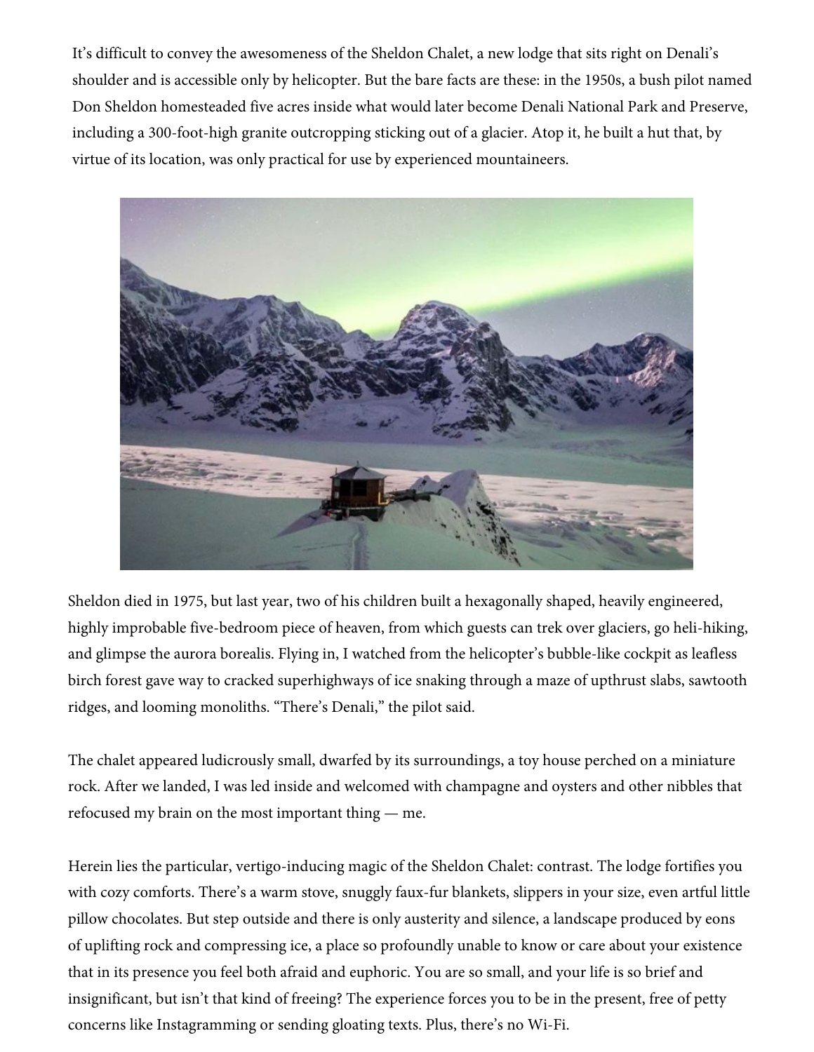It's difficult to convey the awesomeness of the Sheldon Chalet, a new lodge that sits right on Denali's shoulder and is accessible only by helicopter. But the bare facts are these: in the 1950s, a bush pilot named Don Sheldon homesteaded five acres inside what would later become Denali National Park and Preserve, including a 300-foot-high granite outcropping sticking out of a glacier. Atop it, he built a hut that, by virtue of its location, was only practical for use by experienced mountaineers.

Sheldon died in 1975, but last year, two of his children built a hexagonally shaped, heavily engineered, highly improbable five-bedroom piece of heaven, from which guests can trek over glaciers, go heli-hiking, and glimpse the aurora borealis. Flying in, I watched from the helicopter's bubble-like cockpit as leafless birch forest gave way to cracked superhighways of ice snaking through a maze of upthrust slabs, sawtooth ridges, and looming monoliths. "There's Denali," the pilot said.

The chalet appeared ludicrously small, dwarfed by its surroundings, a toy house perched on a miniature rock. After we landed, I was led inside and welcomed with champagne and oysters and other nibbles that refocused my brain on the most important thing — me.

Herein lies the particular, vertigo-inducing magic of the Sheldon Chalet: contrast. The lodge fortifies you with cozy comforts. There's a warm stove, snuggly faux-fur blankets, slippers in your size, even artful little pillow chocolates. But step outside and there is only austerity and silence, a landscape produced by eons of uplifting rock and compressing ice, a place so profoundly unable to know or care about your existence that in its presence you feel both afraid and euphoric. You are so small, and your life is so brief and insignificant, but isn't that kind of freeing? The experience forces you to be in the present, free of petty concerns like Instagramming or sending gloating texts. Plus, there's no Wi-Fi.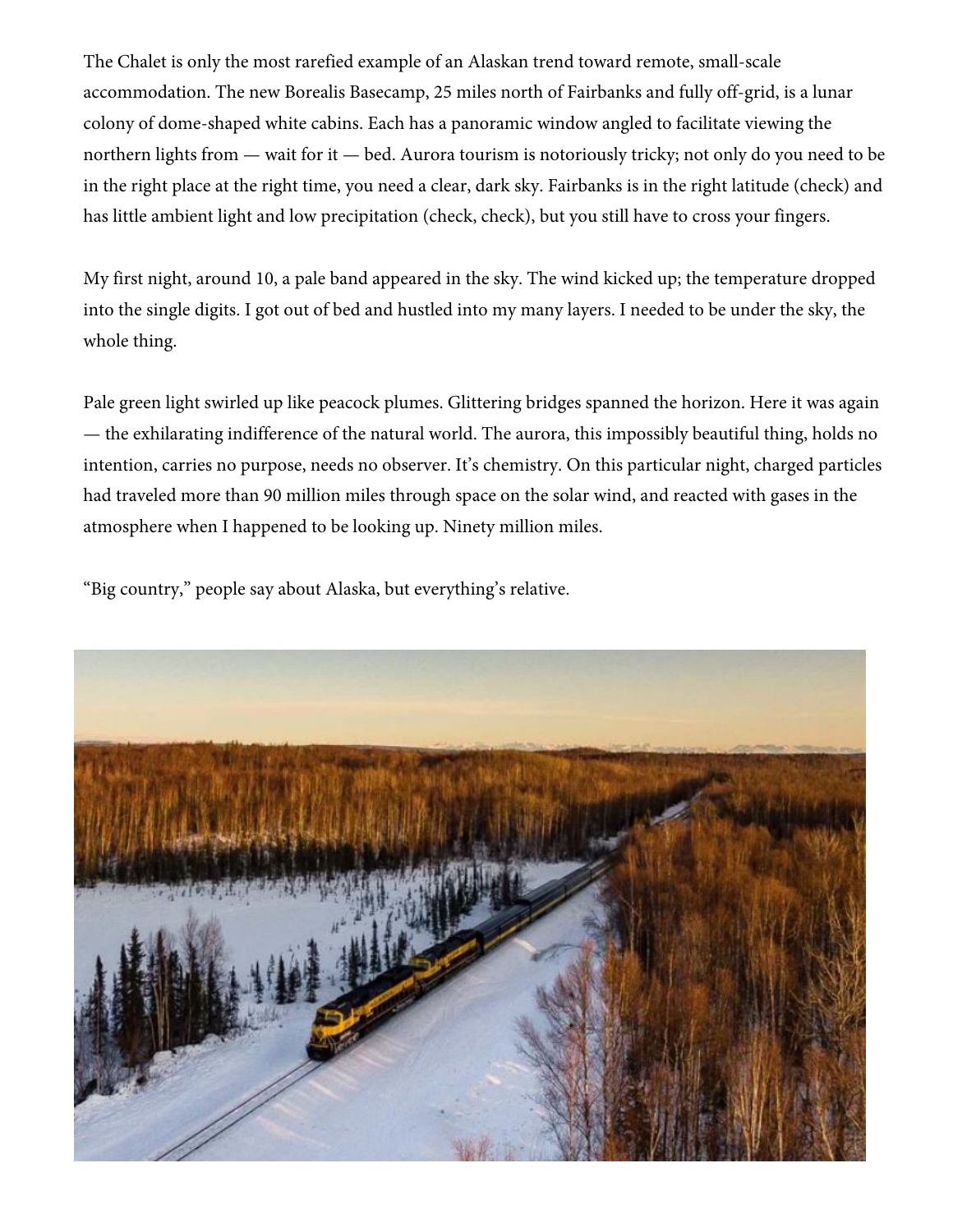The Chalet is only the most rarefied example of an Alaskan trend toward remote, small-scale accommodation. The new Borealis Basecamp, 25 miles north of Fairbanks and fully off-grid, is a lunar colony of dome-shaped white cabins. Each has a panoramic window angled to facilitate viewing the northern lights from — wait for it — bed. Aurora tourism is notoriously tricky; not only do you need to be in the right place at the right time, you need a clear, dark sky. Fairbanks is in the right latitude (check) and has little ambient light and low precipitation (check, check), but you still have to cross your fingers.

My first night, around 10, a pale band appeared in the sky. The wind kicked up; the temperature dropped into the single digits. I got out of bed and hustled into my many layers. I needed to be under the sky, the whole thing.

Pale green light swirled up like peacock plumes. Glittering bridges spanned the horizon. Here it was again — the exhilarating indifference of the natural world. The aurora, this impossibly beautiful thing, holds no intention, carries no purpose, needs no observer. It's chemistry. On this particular night, charged particles had traveled more than 90 million miles through space on the solar wind, and reacted with gases in the atmosphere when I happened to be looking up. Ninety million miles.

"Big country," people say about Alaska, but everything's relative.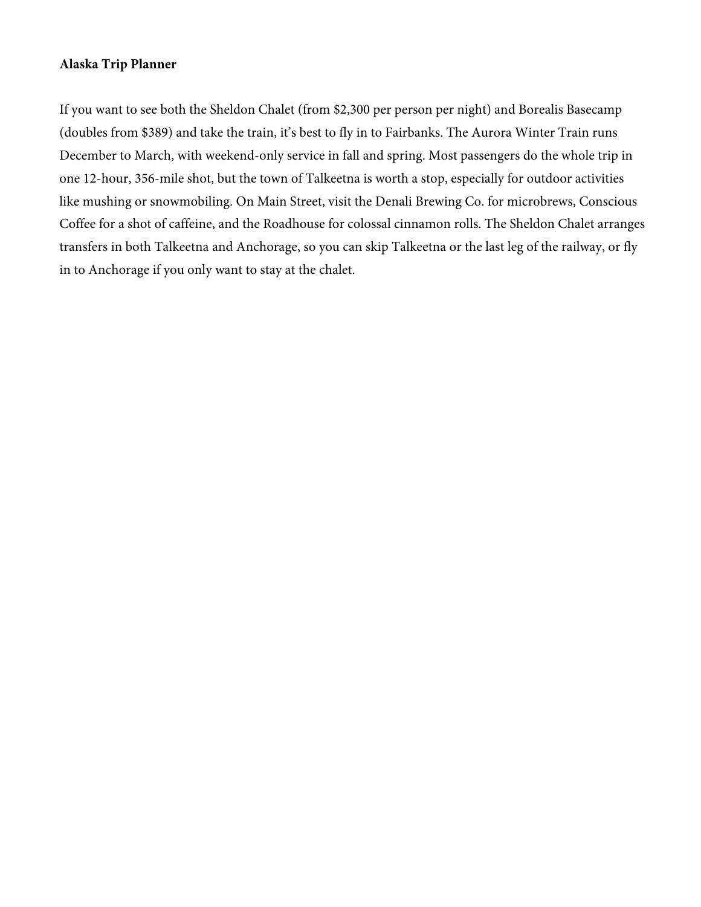**Alaska Trip Planner**

If you want to see both the Sheldon Chalet (from $2,300 per person per night) and Borealis Basecamp (doubles from $389) and take the train, it's best to fly in to Fairbanks. The Aurora Winter Train runs December to March, with weekend-only service in fall and spring. Most passengers do the whole trip in one 12-hour, 356-mile shot, but the town of Talkeetna is worth a stop, especially for outdoor activities like mushing or snowmobiling. On Main Street, visit the Denali Brewing Co. for microbrews, Conscious Coffee for a shot of caffeine, and the Roadhouse for colossal cinnamon rolls. The Sheldon Chalet arranges transfers in both Talkeetna and Anchorage, so you can skip Talkeetna or the last leg of the railway, or fly in to Anchorage if you only want to stay at the chalet.